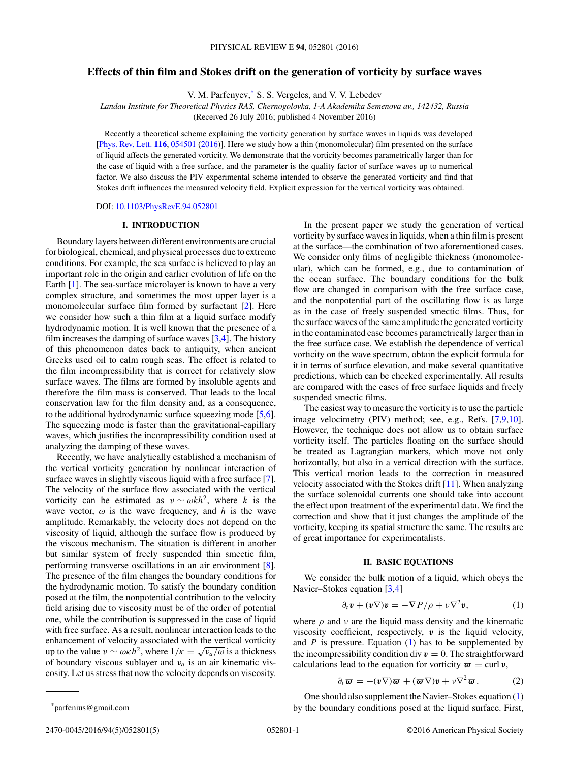// Effects of thin film and Stokes drift on the generation of vorticity by surface waves

V. M. Parfenyev,* S. S. Vergeles, and V. V. Lebedev

*Landau Institute for Theoretical Physics RAS, Chernogolovka, 1-A Akademika Semenova av., 142432, Russia*

(Received 26 July 2016; published 4 November 2016)

Recently a theoretical scheme explaining the vorticity generation by surface waves in liquids was developed [Phys. Rev. Lett. **116**, 054501 (2016)]. Here we study how a thin (monomolecular) film presented on the surface of liquid affects the generated vorticity. We demonstrate that the vorticity becomes parametrically larger than for the case of liquid with a free surface, and the parameter is the quality factor of surface waves up to numerical factor. We also discuss the PIV experimental scheme intended to observe the generated vorticity and find that Stokes drift influences the measured velocity field. Explicit expression for the vertical vorticity was obtained.

DOI: 10.1103/PhysRevE.94.052801

## I. INTRODUCTION

Boundary layers between different environments are crucial for biological, chemical, and physical processes due to extreme conditions. For example, the sea surface is believed to play an important role in the origin and earlier evolution of life on the Earth [1]. The sea-surface microlayer is known to have a very complex structure, and sometimes the most upper layer is a monomolecular surface film formed by surfactant [2]. Here we consider how such a thin film at a liquid surface modify hydrodynamic motion. It is well known that the presence of a film increases the damping of surface waves [3,4]. The history of this phenomenon dates back to antiquity, when ancient Greeks used oil to calm rough seas. The effect is related to the film incompressibility that is correct for relatively slow surface waves. The films are formed by insoluble agents and therefore the film mass is conserved. That leads to the local conservation law for the film density and, as a consequence, to the additional hydrodynamic surface squeezing mode [5,6]. The squeezing mode is faster than the gravitational-capillary waves, which justifies the incompressibility condition used at analyzing the damping of these waves.

Recently, we have analytically established a mechanism of the vertical vorticity generation by nonlinear interaction of surface waves in slightly viscous liquid with a free surface [7]. The velocity of the surface flow associated with the vertical vorticity can be estimated as $v \sim \omega k h^2$, where $k$ is the wave vector, $\omega$ is the wave frequency, and $h$ is the wave amplitude. Remarkably, the velocity does not depend on the viscosity of liquid, although the surface flow is produced by the viscous mechanism. The situation is different in another but similar system of freely suspended thin smectic film, performing transverse oscillations in an air environment [8]. The presence of the film changes the boundary conditions for the hydrodynamic motion. To satisfy the boundary condition posed at the film, the nonpotential contribution to the velocity field arising due to viscosity must be of the order of potential one, while the contribution is suppressed in the case of liquid with free surface. As a result, nonlinear interaction leads to the enhancement of velocity associated with the vertical vorticity up to the value $v \sim \omega \kappa h^2$, where $1/\kappa = \sqrt{\nu_a/\omega}$ is a thickness of boundary viscous sublayer and $\nu_a$ is an air kinematic viscosity. Let us stress that now the velocity depends on viscosity.

In the present paper we study the generation of vertical vorticity by surface waves in liquids, when a thin film is present at the surface—the combination of two aforementioned cases. We consider only films of negligible thickness (monomolecular), which can be formed, e.g., due to contamination of the ocean surface. The boundary conditions for the bulk flow are changed in comparison with the free surface case, and the nonpotential part of the oscillating flow is as large as in the case of freely suspended smectic films. Thus, for the surface waves of the same amplitude the generated vorticity in the contaminated case becomes parametrically larger than in the free surface case. We establish the dependence of vertical vorticity on the wave spectrum, obtain the explicit formula for it in terms of surface elevation, and make several quantitative predictions, which can be checked experimentally. All results are compared with the cases of free surface liquids and freely suspended smectic films.

The easiest way to measure the vorticity is to use the particle image velocimetry (PIV) method; see, e.g., Refs. [7,9,10]. However, the technique does not allow us to obtain surface vorticity itself. The particles floating on the surface should be treated as Lagrangian markers, which move not only horizontally, but also in a vertical direction with the surface. This vertical motion leads to the correction in measured velocity associated with the Stokes drift [11]. When analyzing the surface solenoidal currents one should take into account the effect upon treatment of the experimental data. We find the correction and show that it just changes the amplitude of the vorticity, keeping its spatial structure the same. The results are of great importance for experimentalists.

## II. BASIC EQUATIONS

We consider the bulk motion of a liquid, which obeys the Navier–Stokes equation [3,4]

$$\partial_t \boldsymbol{v} + (\boldsymbol{v}\nabla)\boldsymbol{v} = -\nabla P/\rho + \nu \nabla^2 \boldsymbol{v}, \tag{1}$$

where $\rho$ and $\nu$ are the liquid mass density and the kinematic viscosity coefficient, respectively, $\boldsymbol{v}$ is the liquid velocity, and $P$ is pressure. Equation (1) has to be supplemented by the incompressibility condition $\operatorname{div} \boldsymbol{v} = 0$. The straightforward calculations lead to the equation for vorticity $\boldsymbol{\varpi} = \operatorname{curl} \boldsymbol{v}$,

$$\partial_t \boldsymbol{\varpi} = -(\boldsymbol{v}\nabla)\boldsymbol{\varpi} + (\boldsymbol{\varpi}\nabla)\boldsymbol{v} + \nu \nabla^2 \boldsymbol{\varpi}. \tag{2}$$

One should also supplement the Navier–Stokes equation (1) by the boundary conditions posed at the liquid surface. First,

---

*parfenius@gmail.com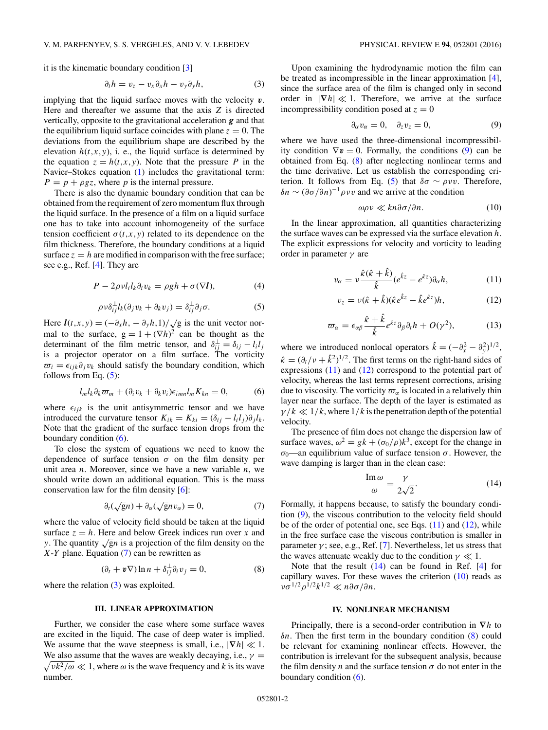it is the kinematic boundary condition [3]

$$\partial_t h = v_z - v_x \partial_x h - v_y \partial_y h, \tag{3}$$

implying that the liquid surface moves with the velocity $\boldsymbol{v}$. Here and thereafter we assume that the axis $Z$ is directed vertically, opposite to the gravitational acceleration $\boldsymbol{g}$ and that the equilibrium liquid surface coincides with plane $z=0$. The deviations from the equilibrium shape are described by the elevation $h(t,x,y)$, i. e., the liquid surface is determined by the equation $z = h(t,x,y)$. Note that the pressure $P$ in the Navier–Stokes equation (1) includes the gravitational term: $P = p + \rho g z$, where $p$ is the internal pressure.

There is also the dynamic boundary condition that can be obtained from the requirement of zero momentum flux through the liquid surface. In the presence of a film on a liquid surface one has to take into account inhomogeneity of the surface tension coefficient $\sigma(t,x,y)$ related to its dependence on the film thickness. Therefore, the boundary conditions at a liquid surface $z=h$ are modified in comparison with the free surface; see e.g., Ref. [4]. They are

$$P - 2\rho\nu l_i l_k \partial_i v_k = \rho g h + \sigma(\nabla \boldsymbol{l}), \tag{4}$$

$$\rho\nu \delta_{ij}^{\perp} l_k (\partial_j v_k + \partial_k v_j) = \delta_{ij}^{\perp}\partial_j \sigma. \tag{5}$$

Here $\boldsymbol{l}(t,x,y) = (-\partial_x h, -\partial_y h, 1)/\sqrt{\mathrm{g}}$ is the unit vector normal to the surface, $\mathrm{g} = 1 + (\nabla h)^2$ can be thought as the determinant of the film metric tensor, and $\delta_{ij}^{\perp} = \delta_{ij} - l_i l_j$ is a projector operator on a film surface. The vorticity $\varpi_i = \epsilon_{ijk}\partial_j v_k$ should satisfy the boundary condition, which follows from Eq. (5):

$$l_m l_k \partial_k \varpi_m + (\partial_i v_k + \partial_k v_i)\epsilon_{imn} l_m K_{kn} = 0, \tag{6}$$

where $\epsilon_{ijk}$ is the unit antisymmetric tensor and we have introduced the curvature tensor $K_{ik} = K_{ki} = (\delta_{ij} - l_i l_j)\partial_j l_k$. Note that the gradient of the surface tension drops from the boundary condition (6).

To close the system of equations we need to know the dependence of surface tension $\sigma$ on the film density per unit area $n$. Moreover, since we have a new variable $n$, we should write down an additional equation. This is the mass conservation law for the film density [6]:

$$\partial_t(\sqrt{\mathrm{g}}n) + \partial_\alpha(\sqrt{\mathrm{g}}n v_\alpha) = 0, \tag{7}$$

where the value of velocity field should be taken at the liquid surface $z=h$. Here and below Greek indices run over $x$ and $y$. The quantity $\sqrt{\mathrm{g}}n$ is a projection of the film density on the $X$-$Y$ plane. Equation (7) can be rewritten as

$$(\partial_t + \boldsymbol{v}\nabla)\ln n + \delta_{ij}^{\perp}\partial_i v_j = 0, \tag{8}$$

where the relation (3) was exploited.

### III. LINEAR APPROXIMATION

Further, we consider the case where some surface waves are excited in the liquid. The case of deep water is implied. We assume that the wave steepness is small, i.e., $|\nabla h| \ll 1$. We also assume that the waves are weakly decaying, i.e., $\gamma = \sqrt{\nu k^2/\omega} \ll 1$, where $\omega$ is the wave frequency and $k$ is its wave number.

Upon examining the hydrodynamic motion the film can be treated as incompressible in the linear approximation [4], since the surface area of the film is changed only in second order in $|\nabla h| \ll 1$. Therefore, we arrive at the surface incompressibility condition posed at $z=0$

$$\partial_\alpha v_\alpha = 0, \quad \partial_z v_z = 0, \tag{9}$$

where we have used the three-dimensional incompressibility condition $\nabla \boldsymbol{v} = 0$. Formally, the conditions (9) can be obtained from Eq. (8) after neglecting nonlinear terms and the time derivative. Let us establish the corresponding criterion. It follows from Eq. (5) that $\delta\sigma \sim \rho\nu v$. Therefore, $\delta n \sim (\partial\sigma/\partial n)^{-1}\rho\nu v$ and we arrive at the condition

$$\omega\rho\nu \ll kn\partial\sigma/\partial n. \tag{10}$$

In the linear approximation, all quantities characterizing the surface waves can be expressed via the surface elevation $h$. The explicit expressions for velocity and vorticity to leading order in parameter $\gamma$ are

$$v_\alpha = \nu\frac{\hat\kappa(\hat\kappa + \hat k)}{\hat k}(e^{\hat k z} - e^{\hat\kappa z})\partial_\alpha h, \tag{11}$$

$$v_z = \nu(\hat\kappa + \hat k)(\hat\kappa e^{\hat k z} - \hat k e^{\hat\kappa z})h, \tag{12}$$

$$\varpi_\alpha = \epsilon_{\alpha\beta}\frac{\hat\kappa + \hat k}{\hat k}e^{\hat\kappa z}\partial_\beta\partial_t h + O(\gamma^2), \tag{13}$$

where we introduced nonlocal operators $\hat k = (-\partial_x^2 - \partial_y^2)^{1/2}$, $\hat\kappa = (\partial_t/\nu + \hat k^2)^{1/2}$. The first terms on the right-hand sides of expressions (11) and (12) correspond to the potential part of velocity, whereas the last terms represent corrections, arising due to viscosity. The vorticity $\varpi_\alpha$ is located in a relatively thin layer near the surface. The depth of the layer is estimated as $\gamma/k \ll 1/k$, where $1/k$ is the penetration depth of the potential velocity.

The presence of film does not change the dispersion law of surface waves, $\omega^2 = gk + (\sigma_0/\rho)k^3$, except for the change in $\sigma_0$—an equilibrium value of surface tension $\sigma$. However, the wave damping is larger than in the clean case:

$$\frac{\mathrm{Im}\,\omega}{\omega} = \frac{\gamma}{2\sqrt{2}}. \tag{14}$$

Formally, it happens because, to satisfy the boundary condition (9), the viscous contribution to the velocity field should be of the order of potential one, see Eqs. (11) and (12), while in the free surface case the viscous contribution is smaller in parameter $\gamma$; see, e.g., Ref. [7]. Nevertheless, let us stress that the waves attenuate weakly due to the condition $\gamma \ll 1$.

Note that the result (14) can be found in Ref. [4] for capillary waves. For these waves the criterion (10) reads as $\nu\sigma^{1/2}\rho^{1/2}k^{1/2} \ll n\partial\sigma/\partial n$.

### IV. NONLINEAR MECHANISM

Principally, there is a second-order contribution in $\nabla h$ to $\delta n$. Then the first term in the boundary condition (8) could be relevant for examining nonlinear effects. However, the contribution is irrelevant for the subsequent analysis, because the film density $n$ and the surface tension $\sigma$ do not enter in the boundary condition (6).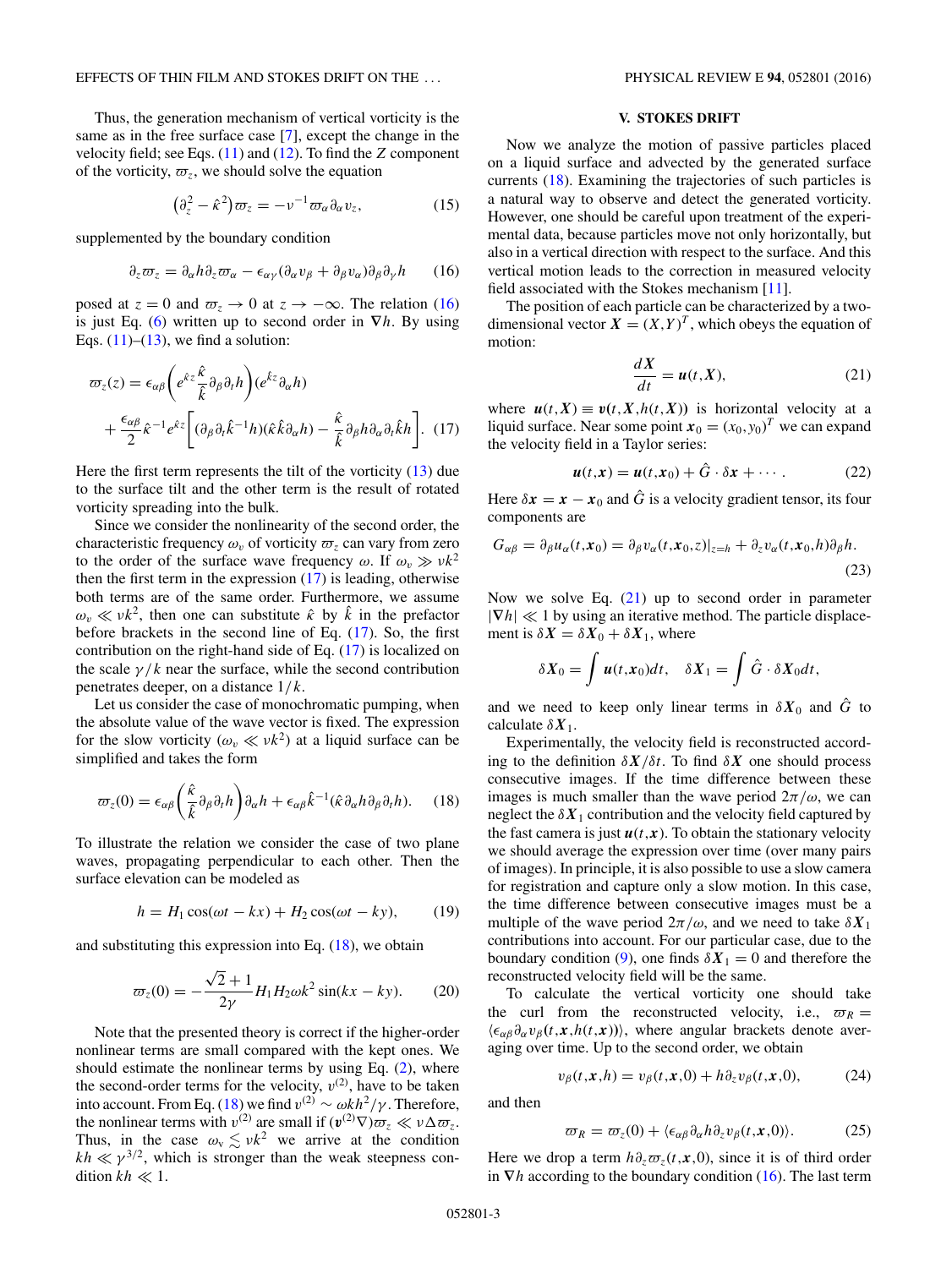Thus, the generation mechanism of vertical vorticity is the same as in the free surface case [7], except the change in the velocity field; see Eqs. (11) and (12). To find the $Z$ component of the vorticity, $\varpi_z$, we should solve the equation

$$\left(\partial_z^2 - \hat{\kappa}^2\right)\varpi_z = -\nu^{-1}\varpi_\alpha \partial_\alpha v_z, \tag{15}$$

supplemented by the boundary condition

$$\partial_z \varpi_z = \partial_\alpha h \partial_z \varpi_\alpha - \epsilon_{\alpha\gamma}(\partial_\alpha v_\beta + \partial_\beta v_\alpha)\partial_\beta \partial_\gamma h \tag{16}$$

posed at $z=0$ and $\varpi_z \to 0$ at $z \to -\infty$. The relation (16) is just Eq. (6) written up to second order in $\nabla h$. By using Eqs. (11)–(13), we find a solution:

$$\varpi_z(z) = \epsilon_{\alpha\beta}\left(e^{\hat{\kappa}z}\frac{\hat{\kappa}}{\hat{k}}\partial_\beta \partial_t h\right)(e^{\hat{k}z}\partial_\alpha h) + \frac{\epsilon_{\alpha\beta}}{2}\hat{\kappa}^{-1}e^{\hat{\kappa}z}\left[(\partial_\beta \partial_t \hat{k}^{-1}h)(\hat{\kappa}\hat{k}\partial_\alpha h) - \frac{\hat{\kappa}}{\hat{k}}\partial_\beta h \partial_\alpha \partial_t \hat{k}h\right]. \tag{17}$$

Here the first term represents the tilt of the vorticity (13) due to the surface tilt and the other term is the result of rotated vorticity spreading into the bulk.

Since we consider the nonlinearity of the second order, the characteristic frequency $\omega_v$ of vorticity $\varpi_z$ can vary from zero to the order of the surface wave frequency $\omega$. If $\omega_v \gg \nu k^2$ then the first term in the expression (17) is leading, otherwise both terms are of the same order. Furthermore, we assume $\omega_v \ll \nu k^2$, then one can substitute $\hat{\kappa}$ by $\hat{k}$ in the prefactor before brackets in the second line of Eq. (17). So, the first contribution on the right-hand side of Eq. (17) is localized on the scale $\gamma/k$ near the surface, while the second contribution penetrates deeper, on a distance $1/k$.

Let us consider the case of monochromatic pumping, when the absolute value of the wave vector is fixed. The expression for the slow vorticity ($\omega_v \ll \nu k^2$) at a liquid surface can be simplified and takes the form

$$\varpi_z(0) = \epsilon_{\alpha\beta}\left(\frac{\hat{\kappa}}{\hat{k}}\partial_\beta \partial_t h\right)\partial_\alpha h + \epsilon_{\alpha\beta}\hat{k}^{-1}(\hat{\kappa}\partial_\alpha h \partial_\beta \partial_t h). \tag{18}$$

To illustrate the relation we consider the case of two plane waves, propagating perpendicular to each other. Then the surface elevation can be modeled as

$$h = H_1 \cos(\omega t - kx) + H_2 \cos(\omega t - ky), \tag{19}$$

and substituting this expression into Eq. (18), we obtain

$$\varpi_z(0) = -\frac{\sqrt{2}+1}{2\gamma}H_1 H_2 \omega k^2 \sin(kx - ky). \tag{20}$$

Note that the presented theory is correct if the higher-order nonlinear terms are small compared with the kept ones. We should estimate the nonlinear terms by using Eq. (2), where the second-order terms for the velocity, $v^{(2)}$, have to be taken into account. From Eq. (18) we find $v^{(2)} \sim \omega k h^2/\gamma$. Therefore, the nonlinear terms with $v^{(2)}$ are small if $(\boldsymbol{v}^{(2)}\nabla)\varpi_z \ll \nu \Delta \varpi_z$. Thus, in the case $\omega_v \lesssim \nu k^2$ we arrive at the condition $kh \ll \gamma^{3/2}$, which is stronger than the weak steepness condition $kh \ll 1$.

## V. STOKES DRIFT

Now we analyze the motion of passive particles placed on a liquid surface and advected by the generated surface currents (18). Examining the trajectories of such particles is a natural way to observe and detect the generated vorticity. However, one should be careful upon treatment of the experimental data, because particles move not only horizontally, but also in a vertical direction with respect to the surface. And this vertical motion leads to the correction in measured velocity field associated with the Stokes mechanism [11].

The position of each particle can be characterized by a two-dimensional vector $\boldsymbol{X} = (X,Y)^T$, which obeys the equation of motion:

$$\frac{d\boldsymbol{X}}{dt} = \boldsymbol{u}(t,\boldsymbol{X}), \tag{21}$$

where $\boldsymbol{u}(t,\boldsymbol{X}) \equiv \boldsymbol{v}(t,\boldsymbol{X},h(t,\boldsymbol{X}))$ is horizontal velocity at a liquid surface. Near some point $\boldsymbol{x}_0 = (x_0,y_0)^T$ we can expand the velocity field in a Taylor series:

$$\boldsymbol{u}(t,\boldsymbol{x}) = \boldsymbol{u}(t,\boldsymbol{x}_0) + \hat{G}\cdot \delta\boldsymbol{x} + \cdots. \tag{22}$$

Here $\delta\boldsymbol{x} = \boldsymbol{x} - \boldsymbol{x}_0$ and $\hat{G}$ is a velocity gradient tensor, its four components are

$$G_{\alpha\beta} = \partial_\beta u_\alpha(t,\boldsymbol{x}_0) = \partial_\beta v_\alpha(t,\boldsymbol{x}_0,z)|_{z=h} + \partial_z v_\alpha(t,\boldsymbol{x}_0,h)\partial_\beta h. \tag{23}$$

Now we solve Eq. (21) up to second order in parameter $|\nabla h| \ll 1$ by using an iterative method. The particle displacement is $\delta\boldsymbol{X} = \delta\boldsymbol{X}_0 + \delta\boldsymbol{X}_1$, where

$$\delta\boldsymbol{X}_0 = \int \boldsymbol{u}(t,\boldsymbol{x}_0)dt, \quad \delta\boldsymbol{X}_1 = \int \hat{G}\cdot\delta\boldsymbol{X}_0 dt,$$

and we need to keep only linear terms in $\delta\boldsymbol{X}_0$ and $\hat{G}$ to calculate $\delta\boldsymbol{X}_1$.

Experimentally, the velocity field is reconstructed according to the definition $\delta\boldsymbol{X}/\delta t$. To find $\delta\boldsymbol{X}$ one should process consecutive images. If the time difference between these images is much smaller than the wave period $2\pi/\omega$, we can neglect the $\delta\boldsymbol{X}_1$ contribution and the velocity field captured by the fast camera is just $\boldsymbol{u}(t,\boldsymbol{x})$. To obtain the stationary velocity we should average the expression over time (over many pairs of images). In principle, it is also possible to use a slow camera for registration and capture only a slow motion. In this case, the time difference between consecutive images must be a multiple of the wave period $2\pi/\omega$, and we need to take $\delta\boldsymbol{X}_1$ contributions into account. For our particular case, due to the boundary condition (9), one finds $\delta\boldsymbol{X}_1 = 0$ and therefore the reconstructed velocity field will be the same.

To calculate the vertical vorticity one should take the curl from the reconstructed velocity, i.e., $\varpi_R = \langle \epsilon_{\alpha\beta}\partial_\alpha v_\beta(t,\boldsymbol{x},h(t,\boldsymbol{x}))\rangle$, where angular brackets denote averaging over time. Up to the second order, we obtain

$$v_\beta(t,\boldsymbol{x},h) = v_\beta(t,\boldsymbol{x},0) + h\partial_z v_\beta(t,\boldsymbol{x},0), \tag{24}$$

and then

$$\varpi_R = \varpi_z(0) + \langle \epsilon_{\alpha\beta}\partial_\alpha h \partial_z v_\beta(t,\boldsymbol{x},0)\rangle. \tag{25}$$

Here we drop a term $h\partial_z\varpi_z(t,\boldsymbol{x},0)$, since it is of third order in $\nabla h$ according to the boundary condition (16). The last term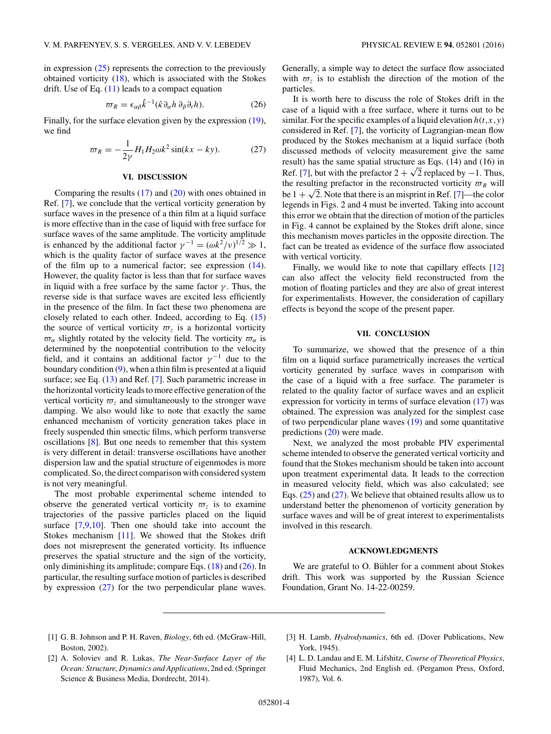in expression (25) represents the correction to the previously obtained vorticity (18), which is associated with the Stokes drift. Use of Eq. (11) leads to a compact equation

$$\varpi_R = \epsilon_{\alpha\beta}\hat{k}^{-1}(\hat{\kappa}\,\partial_\alpha h\,\partial_\beta\partial_t h). \tag{26}$$

Finally, for the surface elevation given by the expression (19), we find

$$\varpi_R = -\frac{1}{2\gamma}H_1 H_2 \omega k^2 \sin(kx - ky). \tag{27}$$

## VI. DISCUSSION

Comparing the results (17) and (20) with ones obtained in Ref. [7], we conclude that the vertical vorticity generation by surface waves in the presence of a thin film at a liquid surface is more effective than in the case of liquid with free surface for surface waves of the same amplitude. The vorticity amplitude is enhanced by the additional factor $\gamma^{-1} = (\omega k^2/\nu)^{1/2} \gg 1$, which is the quality factor of surface waves at the presence of the film up to a numerical factor; see expression (14). However, the quality factor is less than that for surface waves in liquid with a free surface by the same factor $\gamma$. Thus, the reverse side is that surface waves are excited less efficiently in the presence of the film. In fact these two phenomena are closely related to each other. Indeed, according to Eq. (15) the source of vertical vorticity $\varpi_z$ is a horizontal vorticity $\varpi_\alpha$ slightly rotated by the velocity field. The vorticity $\varpi_\alpha$ is determined by the nonpotential contribution to the velocity field, and it contains an additional factor $\gamma^{-1}$ due to the boundary condition (9), when a thin film is presented at a liquid surface; see Eq. (13) and Ref. [7]. Such parametric increase in the horizontal vorticity leads to more effective generation of the vertical vorticity $\varpi_z$ and simultaneously to the stronger wave damping. We also would like to note that exactly the same enhanced mechanism of vorticity generation takes place in freely suspended thin smectic films, which perform transverse oscillations [8]. But one needs to remember that this system is very different in detail: transverse oscillations have another dispersion law and the spatial structure of eigenmodes is more complicated. So, the direct comparison with considered system is not very meaningful.

The most probable experimental scheme intended to observe the generated vertical vorticity $\varpi_z$ is to examine trajectories of the passive particles placed on the liquid surface [7,9,10]. Then one should take into account the Stokes mechanism [11]. We showed that the Stokes drift does not misrepresent the generated vorticity. Its influence preserves the spatial structure and the sign of the vorticity, only diminishing its amplitude; compare Eqs. (18) and (26). In particular, the resulting surface motion of particles is described by expression (27) for the two perpendicular plane waves. Generally, a simple way to detect the surface flow associated with $\varpi_z$ is to establish the direction of the motion of the particles.

It is worth here to discuss the role of Stokes drift in the case of a liquid with a free surface, where it turns out to be similar. For the specific examples of a liquid elevation $h(t,x,y)$ considered in Ref. [7], the vorticity of Lagrangian-mean flow produced by the Stokes mechanism at a liquid surface (both discussed methods of velocity measurement give the same result) has the same spatial structure as Eqs. (14) and (16) in Ref. [7], but with the prefactor $2+\sqrt{2}$ replaced by $-1$. Thus, the resulting prefactor in the reconstructed vorticity $\varpi_R$ will be $1+\sqrt{2}$. Note that there is an misprint in Ref. [7]—the color legends in Figs. 2 and 4 must be inverted. Taking into account this error we obtain that the direction of motion of the particles in Fig. 4 cannot be explained by the Stokes drift alone, since this mechanism moves particles in the opposite direction. The fact can be treated as evidence of the surface flow associated with vertical vorticity.

Finally, we would like to note that capillary effects [12] can also affect the velocity field reconstructed from the motion of floating particles and they are also of great interest for experimentalists. However, the consideration of capillary effects is beyond the scope of the present paper.

## VII. CONCLUSION

To summarize, we showed that the presence of a thin film on a liquid surface parametrically increases the vertical vorticity generated by surface waves in comparison with the case of a liquid with a free surface. The parameter is related to the quality factor of surface waves and an explicit expression for vorticity in terms of surface elevation (17) was obtained. The expression was analyzed for the simplest case of two perpendicular plane waves (19) and some quantitative predictions (20) were made.

Next, we analyzed the most probable PIV experimental scheme intended to observe the generated vertical vorticity and found that the Stokes mechanism should be taken into account upon treatment experimental data. It leads to the correction in measured velocity field, which was also calculated; see Eqs. (25) and (27). We believe that obtained results allow us to understand better the phenomenon of vorticity generation by surface waves and will be of great interest to experimentalists involved in this research.

## ACKNOWLEDGMENTS

We are grateful to O. Bühler for a comment about Stokes drift. This work was supported by the Russian Science Foundation, Grant No. 14-22-00259.

---

[1] G. B. Johnson and P. H. Raven, *Biology*, 6th ed. (McGraw-Hill, Boston, 2002).

[2] A. Soloviev and R. Lukas, *The Near-Surface Layer of the Ocean: Structure, Dynamics and Applications*, 2nd ed. (Springer Science & Business Media, Dordrecht, 2014).

[3] H. Lamb, *Hydrodynamics*, 6th ed. (Dover Publications, New York, 1945).

[4] L. D. Landau and E. M. Lifshitz, *Course of Theoretical Physics*, Fluid Mechanics, 2nd English ed. (Pergamon Press, Oxford, 1987), Vol. 6.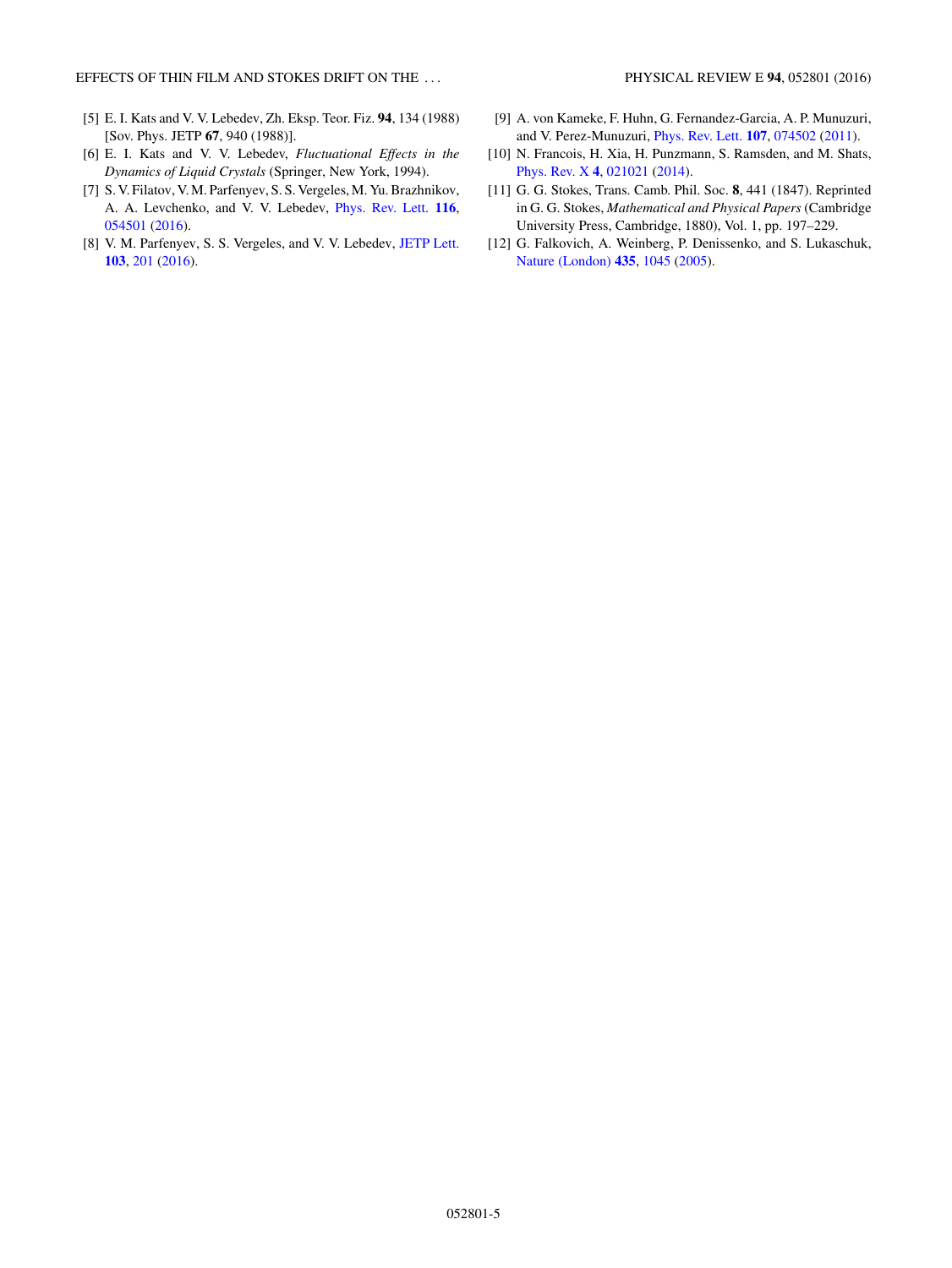[5] E. I. Kats and V. V. Lebedev, Zh. Eksp. Teor. Fiz. **94**, 134 (1988) [Sov. Phys. JETP **67**, 940 (1988)].

[6] E. I. Kats and V. V. Lebedev, *Fluctuational Effects in the Dynamics of Liquid Crystals* (Springer, New York, 1994).

[7] S. V. Filatov, V. M. Parfenyev, S. S. Vergeles, M. Yu. Brazhnikov, A. A. Levchenko, and V. V. Lebedev, Phys. Rev. Lett. **116**, 054501 (2016).

[8] V. M. Parfenyev, S. S. Vergeles, and V. V. Lebedev, JETP Lett. **103**, 201 (2016).

[9] A. von Kameke, F. Huhn, G. Fernandez-Garcia, A. P. Munuzuri, and V. Perez-Munuzuri, Phys. Rev. Lett. **107**, 074502 (2011).

[10] N. Francois, H. Xia, H. Punzmann, S. Ramsden, and M. Shats, Phys. Rev. X **4**, 021021 (2014).

[11] G. G. Stokes, Trans. Camb. Phil. Soc. **8**, 441 (1847). Reprinted in G. G. Stokes, *Mathematical and Physical Papers* (Cambridge University Press, Cambridge, 1880), Vol. 1, pp. 197–229.

[12] G. Falkovich, A. Weinberg, P. Denissenko, and S. Lukaschuk, Nature (London) **435**, 1045 (2005).